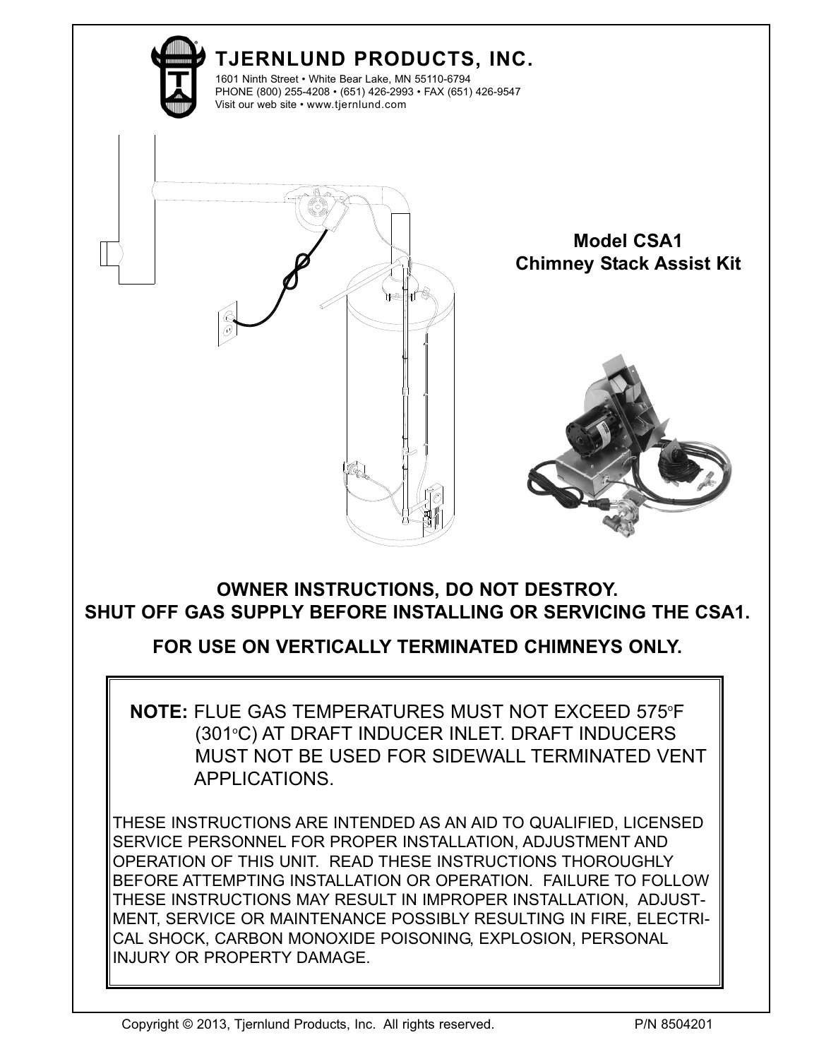# TJERNLUND PRODUCTS, INC.

1601 Ninth Street • White Bear Lake, MN 55110-6794
PHONE (800) 255-4208 • (651) 426-2993 • FAX (651) 426-9547
Visit our web site • www.tjernlund.com

## Model CSA1
## Chimney Stack Assist Kit

**OWNER INSTRUCTIONS, DO NOT DESTROY.**
**SHUT OFF GAS SUPPLY BEFORE INSTALLING OR SERVICING THE CSA1.**

**FOR USE ON VERTICALLY TERMINATED CHIMNEYS ONLY.**

**NOTE:** FLUE GAS TEMPERATURES MUST NOT EXCEED 575°F (301°C) AT DRAFT INDUCER INLET. DRAFT INDUCERS MUST NOT BE USED FOR SIDEWALL TERMINATED VENT APPLICATIONS.

THESE INSTRUCTIONS ARE INTENDED AS AN AID TO QUALIFIED, LICENSED SERVICE PERSONNEL FOR PROPER INSTALLATION, ADJUSTMENT AND OPERATION OF THIS UNIT. READ THESE INSTRUCTIONS THOROUGHLY BEFORE ATTEMPTING INSTALLATION OR OPERATION. FAILURE TO FOLLOW THESE INSTRUCTIONS MAY RESULT IN IMPROPER INSTALLATION, ADJUSTMENT, SERVICE OR MAINTENANCE POSSIBLY RESULTING IN FIRE, ELECTRICAL SHOCK, CARBON MONOXIDE POISONING, EXPLOSION, PERSONAL INJURY OR PROPERTY DAMAGE.

Copyright © 2013, Tjernlund Products, Inc. All rights reserved. P/N 8504201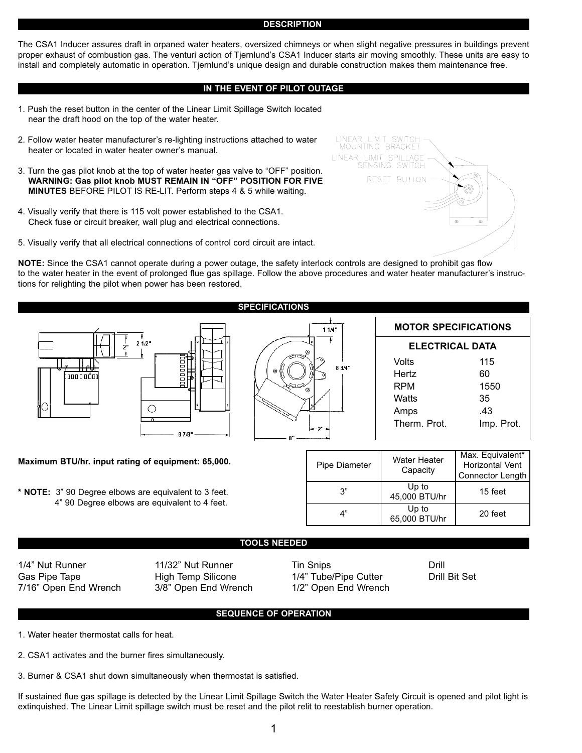## DESCRIPTION

The CSA1 Inducer assures draft in orpaned water heaters, oversized chimneys or when slight negative pressures in buildings prevent proper exhaust of combustion gas. The venturi action of Tjernlund's CSA1 Inducer starts air moving smoothly. These units are easy to install and completely automatic in operation. Tjernlund's unique design and durable construction makes them maintenance free.

## IN THE EVENT OF PILOT OUTAGE

1. Push the reset button in the center of the Linear Limit Spillage Switch located near the draft hood on the top of the water heater.
2. Follow water heater manufacturer's re-lighting instructions attached to water heater or located in water heater owner's manual.
3. Turn the gas pilot knob at the top of water heater gas valve to "OFF" position. **WARNING: Gas pilot knob MUST REMAIN IN "OFF" POSITION FOR FIVE MINUTES** BEFORE PILOT IS RE-LIT. Perform steps 4 & 5 while waiting.
4. Visually verify that there is 115 volt power established to the CSA1. Check fuse or circuit breaker, wall plug and electrical connections.
5. Visually verify that all electrical connections of control cord circuit are intact.

LINEAR LIMIT SWITCH MOUNTING BRACKET

LINEAR LIMIT SPILLAGE SENSING SWITCH

RESET BUTTON

**NOTE:** Since the CSA1 cannot operate during a power outage, the safety interlock controls are designed to prohibit gas flow to the water heater in the event of prolonged flue gas spillage. Follow the above procedures and water heater manufacturer's instructions for relighting the pilot when power has been restored.

## SPECIFICATIONS

2", 2 1/2", 8 7/8", 1 1/4", 8 3/4", 2", 8"

**MOTOR SPECIFICATIONS**

| ELECTRICAL DATA | |
|---|---|
| Volts | 115 |
| Hertz | 60 |
| RPM | 1550 |
| Watts | 35 |
| Amps | .43 |
| Therm. Prot. | Imp. Prot. |

**Maximum BTU/hr. input rating of equipment: 65,000.**

**\* NOTE:** 3" 90 Degree elbows are equivalent to 3 feet.
4" 90 Degree elbows are equivalent to 4 feet.

| Pipe Diameter | Water Heater Capacity | Max. Equivalent* Horizontal Vent Connector Length |
|---|---|---|
| 3" | Up to 45,000 BTU/hr | 15 feet |
| 4" | Up to 65,000 BTU/hr | 20 feet |

## TOOLS NEEDED

- 1/4" Nut Runner
- Gas Pipe Tape
- 7/16" Open End Wrench
- 11/32" Nut Runner
- High Temp Silicone
- 3/8" Open End Wrench
- Tin Snips
- 1/4" Tube/Pipe Cutter
- 1/2" Open End Wrench
- Drill
- Drill Bit Set

## SEQUENCE OF OPERATION

1. Water heater thermostat calls for heat.
2. CSA1 activates and the burner fires simultaneously.
3. Burner & CSA1 shut down simultaneously when thermostat is satisfied.

If sustained flue gas spillage is detected by the Linear Limit Spillage Switch the Water Heater Safety Circuit is opened and pilot light is extinquished. The Linear Limit spillage switch must be reset and the pilot relit to reestablish burner operation.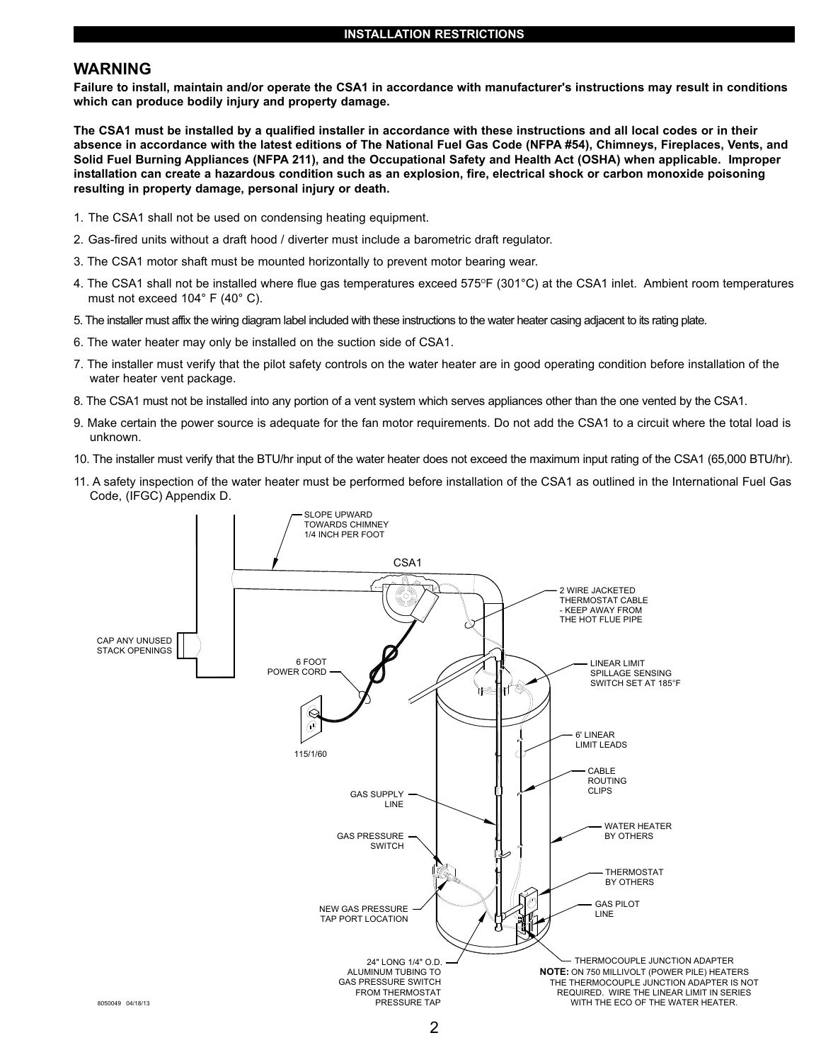## INSTALLATION RESTRICTIONS

## WARNING

**Failure to install, maintain and/or operate the CSA1 in accordance with manufacturer's instructions may result in conditions which can produce bodily injury and property damage.**

**The CSA1 must be installed by a qualified installer in accordance with these instructions and all local codes or in their absence in accordance with the latest editions of The National Fuel Gas Code (NFPA #54), Chimneys, Fireplaces, Vents, and Solid Fuel Burning Appliances (NFPA 211), and the Occupational Safety and Health Act (OSHA) when applicable. Improper installation can create a hazardous condition such as an explosion, fire, electrical shock or carbon monoxide poisoning resulting in property damage, personal injury or death.**

1. The CSA1 shall not be used on condensing heating equipment.
2. Gas-fired units without a draft hood / diverter must include a barometric draft regulator.
3. The CSA1 motor shaft must be mounted horizontally to prevent motor bearing wear.
4. The CSA1 shall not be installed where flue gas temperatures exceed 575°F (301°C) at the CSA1 inlet. Ambient room temperatures must not exceed 104° F (40° C).
5. The installer must affix the wiring diagram label included with these instructions to the water heater casing adjacent to its rating plate.
6. The water heater may only be installed on the suction side of CSA1.
7. The installer must verify that the pilot safety controls on the water heater are in good operating condition before installation of the water heater vent package.
8. The CSA1 must not be installed into any portion of a vent system which serves appliances other than the one vented by the CSA1.
9. Make certain the power source is adequate for the fan motor requirements. Do not add the CSA1 to a circuit where the total load is unknown.
10. The installer must verify that the BTU/hr input of the water heater does not exceed the maximum input rating of the CSA1 (65,000 BTU/hr).
11. A safety inspection of the water heater must be performed before installation of the CSA1 as outlined in the International Fuel Gas Code, (IFGC) Appendix D.

SLOPE UPWARD TOWARDS CHIMNEY 1/4 INCH PER FOOT

CSA1

2 WIRE JACKETED THERMOSTAT CABLE - KEEP AWAY FROM THE HOT FLUE PIPE

CAP ANY UNUSED STACK OPENINGS

6 FOOT POWER CORD

LINEAR LIMIT SPILLAGE SENSING SWITCH SET AT 185°F

115/1/60

6' LINEAR LIMIT LEADS

CABLE ROUTING CLIPS

GAS SUPPLY LINE

GAS PRESSURE SWITCH

WATER HEATER BY OTHERS

THERMOSTAT BY OTHERS

NEW GAS PRESSURE TAP PORT LOCATION

GAS PILOT LINE

24" LONG 1/4" O.D. ALUMINUM TUBING TO GAS PRESSURE SWITCH FROM THERMOSTAT PRESSURE TAP

THERMOCOUPLE JUNCTION ADAPTER

**NOTE:** ON 750 MILLIVOLT (POWER PILE) HEATERS THE THERMOCOUPLE JUNCTION ADAPTER IS NOT REQUIRED. WIRE THE LINEAR LIMIT IN SERIES WITH THE ECO OF THE WATER HEATER.

8050049 04/18/13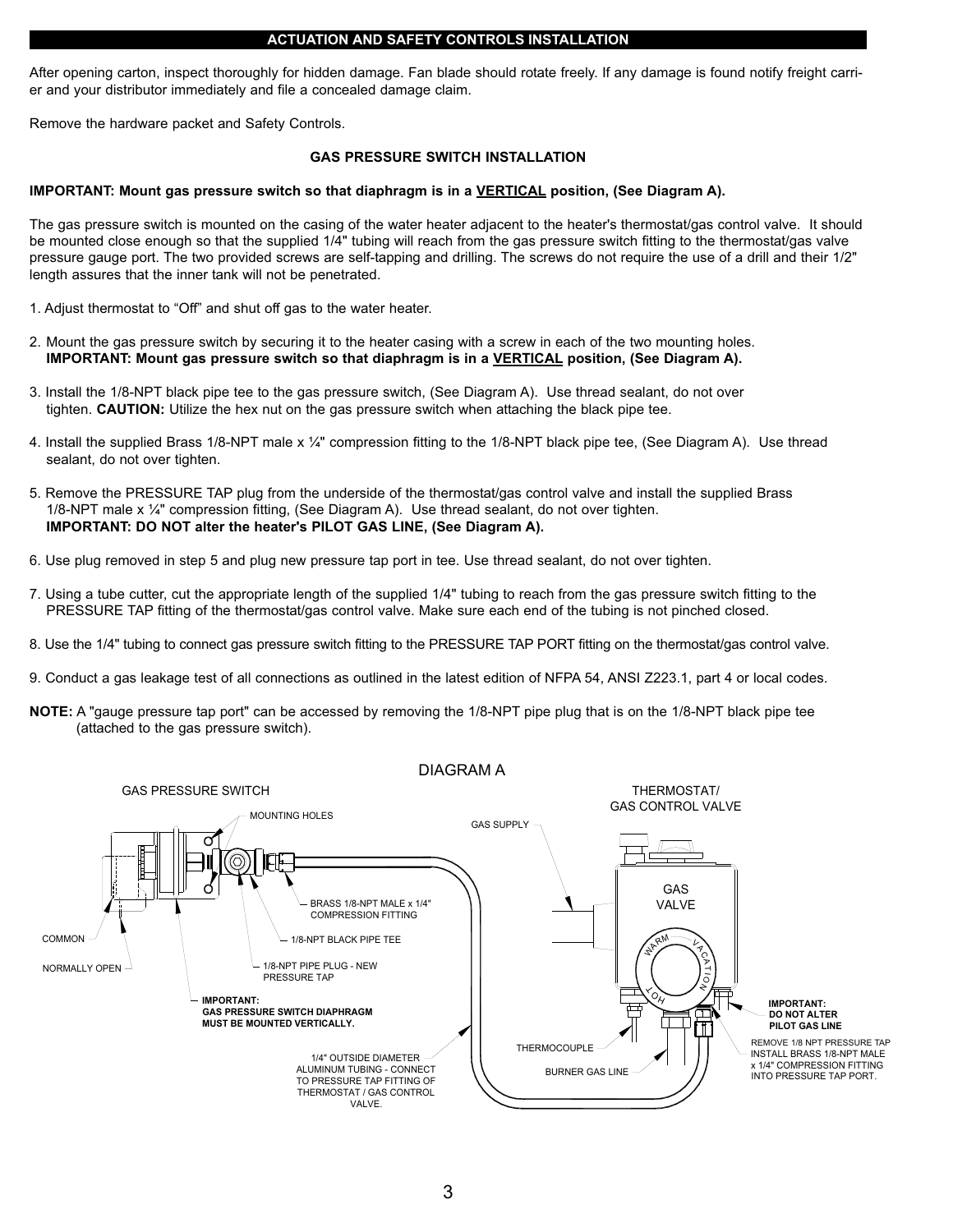## ACTUATION AND SAFETY CONTROLS INSTALLATION

After opening carton, inspect thoroughly for hidden damage. Fan blade should rotate freely. If any damage is found notify freight carrier and your distributor immediately and file a concealed damage claim.

Remove the hardware packet and Safety Controls.

### GAS PRESSURE SWITCH INSTALLATION

**IMPORTANT: Mount gas pressure switch so that diaphragm is in a VERTICAL position, (See Diagram A).**

The gas pressure switch is mounted on the casing of the water heater adjacent to the heater's thermostat/gas control valve. It should be mounted close enough so that the supplied 1/4" tubing will reach from the gas pressure switch fitting to the thermostat/gas valve pressure gauge port. The two provided screws are self-tapping and drilling. The screws do not require the use of a drill and their 1/2" length assures that the inner tank will not be penetrated.

1. Adjust thermostat to “Off” and shut off gas to the water heater.
2. Mount the gas pressure switch by securing it to the heater casing with a screw in each of the two mounting holes. **IMPORTANT: Mount gas pressure switch so that diaphragm is in a VERTICAL position, (See Diagram A).**
3. Install the 1/8-NPT black pipe tee to the gas pressure switch, (See Diagram A). Use thread sealant, do not over tighten. **CAUTION:** Utilize the hex nut on the gas pressure switch when attaching the black pipe tee.
4. Install the supplied Brass 1/8-NPT male x ¼" compression fitting to the 1/8-NPT black pipe tee, (See Diagram A). Use thread sealant, do not over tighten.
5. Remove the PRESSURE TAP plug from the underside of the thermostat/gas control valve and install the supplied Brass 1/8-NPT male x ¼" compression fitting, (See Diagram A). Use thread sealant, do not over tighten. **IMPORTANT: DO NOT alter the heater's PILOT GAS LINE, (See Diagram A).**
6. Use plug removed in step 5 and plug new pressure tap port in tee. Use thread sealant, do not over tighten.
7. Using a tube cutter, cut the appropriate length of the supplied 1/4" tubing to reach from the gas pressure switch fitting to the PRESSURE TAP fitting of the thermostat/gas control valve. Make sure each end of the tubing is not pinched closed.
8. Use the 1/4" tubing to connect gas pressure switch fitting to the PRESSURE TAP PORT fitting on the thermostat/gas control valve.
9. Conduct a gas leakage test of all connections as outlined in the latest edition of NFPA 54, ANSI Z223.1, part 4 or local codes.

**NOTE:** A "gauge pressure tap port" can be accessed by removing the 1/8-NPT pipe plug that is on the 1/8-NPT black pipe tee (attached to the gas pressure switch).

DIAGRAM A

GAS PRESSURE SWITCH — MOUNTING HOLES — BRASS 1/8-NPT MALE x 1/4" COMPRESSION FITTING — 1/8-NPT BLACK PIPE TEE — 1/8-NPT PIPE PLUG - NEW PRESSURE TAP — COMMON — NORMALLY OPEN — **IMPORTANT: GAS PRESSURE SWITCH DIAPHRAGM MUST BE MOUNTED VERTICALLY.** — 1/4" OUTSIDE DIAMETER ALUMINUM TUBING - CONNECT TO PRESSURE TAP FITTING OF THERMOSTAT / GAS CONTROL VALVE.

THERMOSTAT/ GAS CONTROL VALVE — GAS SUPPLY — GAS VALVE — WARM — VACATION — HOT — THERMOCOUPLE — BURNER GAS LINE — **IMPORTANT: DO NOT ALTER PILOT GAS LINE** — REMOVE 1/8 NPT PRESSURE TAP INSTALL BRASS 1/8-NPT MALE x 1/4" COMPRESSION FITTING INTO PRESSURE TAP PORT.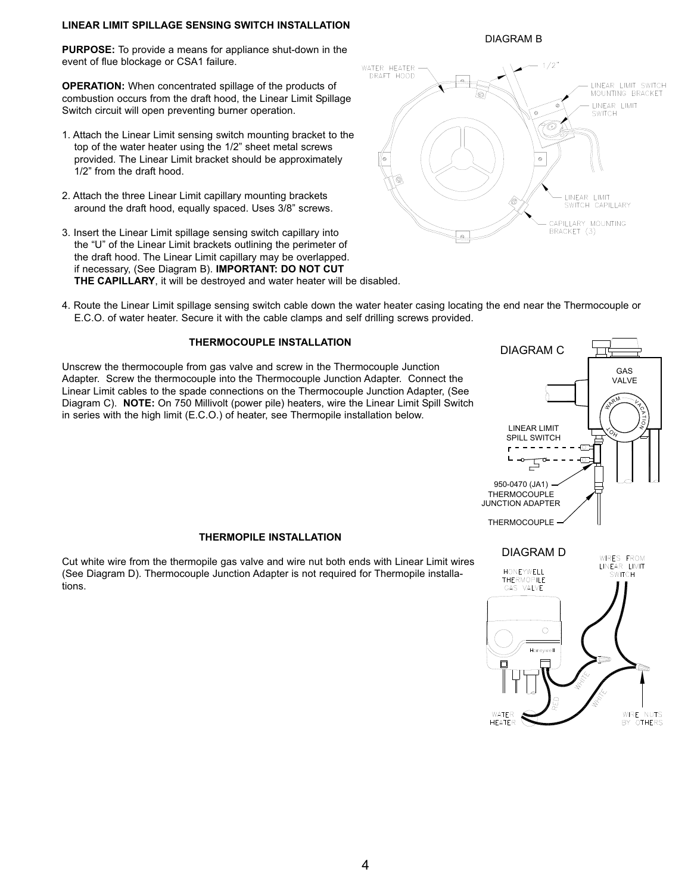## LINEAR LIMIT SPILLAGE SENSING SWITCH INSTALLATION

**PURPOSE:** To provide a means for appliance shut-down in the event of flue blockage or CSA1 failure.

**OPERATION:** When concentrated spillage of the products of combustion occurs from the draft hood, the Linear Limit Spillage Switch circuit will open preventing burner operation.

1. Attach the Linear Limit sensing switch mounting bracket to the top of the water heater using the 1/2" sheet metal screws provided. The Linear Limit bracket should be approximately 1/2" from the draft hood.

2. Attach the three Linear Limit capillary mounting brackets around the draft hood, equally spaced. Uses 3/8" screws.

3. Insert the Linear Limit spillage sensing switch capillary into the "U" of the Linear Limit brackets outlining the perimeter of the draft hood. The Linear Limit capillary may be overlapped. if necessary, (See Diagram B). **IMPORTANT: DO NOT CUT THE CAPILLARY**, it will be destroyed and water heater will be disabled.

4. Route the Linear Limit spillage sensing switch cable down the water heater casing locating the end near the Thermocouple or E.C.O. of water heater. Secure it with the cable clamps and self drilling screws provided.

DIAGRAM B

WATER HEATER DRAFT HOOD

1/2"

LINEAR LIMIT SWITCH MOUNTING BRACKET

LINEAR LIMIT SWITCH

LINEAR LIMIT SWITCH CAPILLARY

CAPILLARY MOUNTING BRACKET (3)

## THERMOCOUPLE INSTALLATION

Unscrew the thermocouple from gas valve and screw in the Thermocouple Junction Adapter. Screw the thermocouple into the Thermocouple Junction Adapter. Connect the Linear Limit cables to the spade connections on the Thermocouple Junction Adapter, (See Diagram C). **NOTE:** On 750 Millivolt (power pile) heaters, wire the Linear Limit Spill Switch in series with the high limit (E.C.O.) of heater, see Thermopile installation below.

DIAGRAM C

GAS VALVE

WARM VACATION HOT

LINEAR LIMIT SPILL SWITCH

950-0470 (JA1) THERMOCOUPLE JUNCTION ADAPTER

THERMOCOUPLE

## THERMOPILE INSTALLATION

Cut white wire from the thermopile gas valve and wire nut both ends with Linear Limit wires (See Diagram D). Thermocouple Junction Adapter is not required for Thermopile installations.

DIAGRAM D

HONEYWELL THERMOPILE GAS VALVE

WIRES FROM LINEAR LIMIT SWITCH

WHITE

WHITE

RED

WATER HEATER

WIRE NUTS BY OTHERS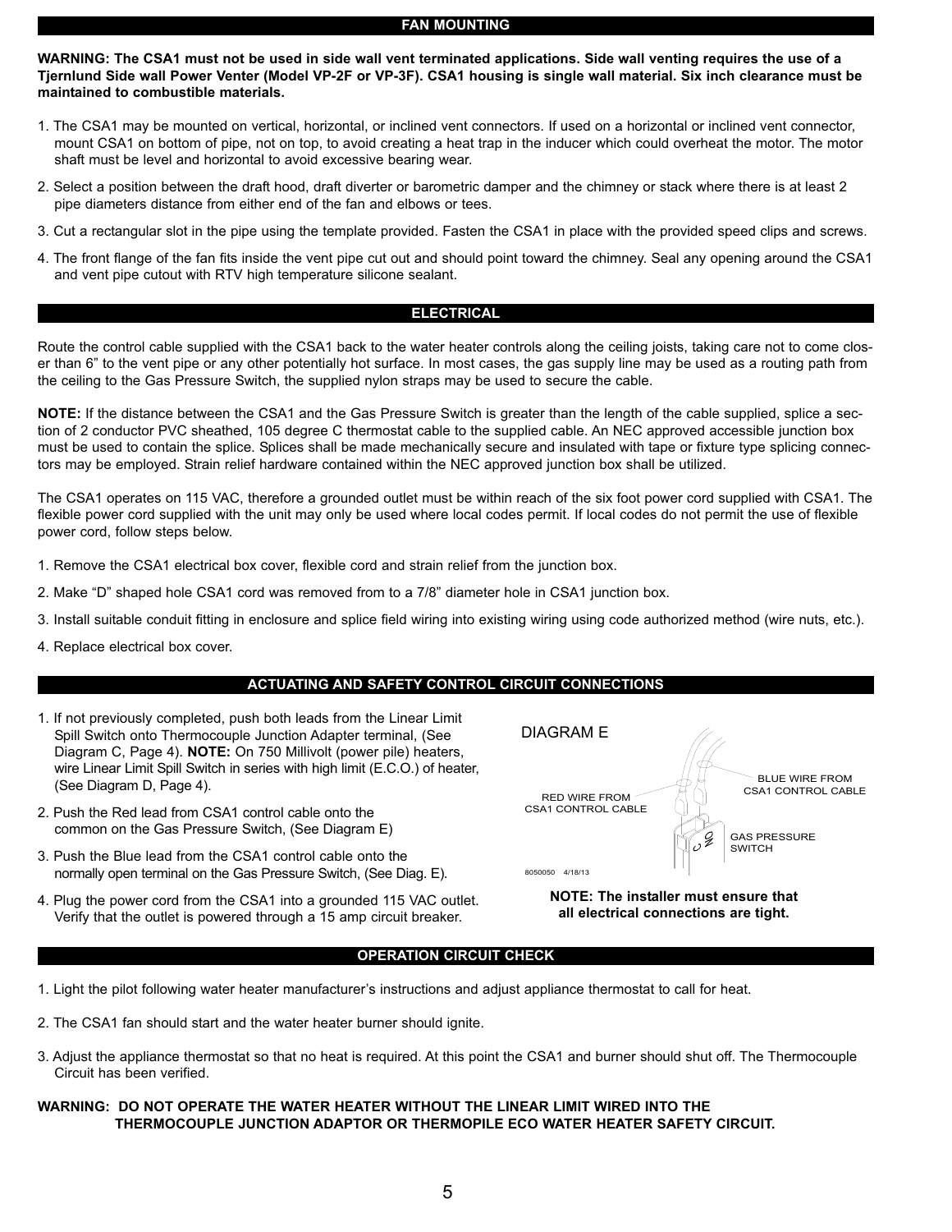## FAN MOUNTING

**WARNING: The CSA1 must not be used in side wall vent terminated applications. Side wall venting requires the use of a Tjernlund Side wall Power Venter (Model VP-2F or VP-3F). CSA1 housing is single wall material. Six inch clearance must be maintained to combustible materials.**

1. The CSA1 may be mounted on vertical, horizontal, or inclined vent connectors. If used on a horizontal or inclined vent connector, mount CSA1 on bottom of pipe, not on top, to avoid creating a heat trap in the inducer which could overheat the motor. The motor shaft must be level and horizontal to avoid excessive bearing wear.
2. Select a position between the draft hood, draft diverter or barometric damper and the chimney or stack where there is at least 2 pipe diameters distance from either end of the fan and elbows or tees.
3. Cut a rectangular slot in the pipe using the template provided. Fasten the CSA1 in place with the provided speed clips and screws.
4. The front flange of the fan fits inside the vent pipe cut out and should point toward the chimney. Seal any opening around the CSA1 and vent pipe cutout with RTV high temperature silicone sealant.

## ELECTRICAL

Route the control cable supplied with the CSA1 back to the water heater controls along the ceiling joists, taking care not to come closer than 6” to the vent pipe or any other potentially hot surface. In most cases, the gas supply line may be used as a routing path from the ceiling to the Gas Pressure Switch, the supplied nylon straps may be used to secure the cable.

**NOTE:** If the distance between the CSA1 and the Gas Pressure Switch is greater than the length of the cable supplied, splice a section of 2 conductor PVC sheathed, 105 degree C thermostat cable to the supplied cable. An NEC approved accessible junction box must be used to contain the splice. Splices shall be made mechanically secure and insulated with tape or fixture type splicing connectors may be employed. Strain relief hardware contained within the NEC approved junction box shall be utilized.

The CSA1 operates on 115 VAC, therefore a grounded outlet must be within reach of the six foot power cord supplied with CSA1. The flexible power cord supplied with the unit may only be used where local codes permit. If local codes do not permit the use of flexible power cord, follow steps below.

1. Remove the CSA1 electrical box cover, flexible cord and strain relief from the junction box.
2. Make “D” shaped hole CSA1 cord was removed from to a 7/8” diameter hole in CSA1 junction box.
3. Install suitable conduit fitting in enclosure and splice field wiring into existing wiring using code authorized method (wire nuts, etc.).
4. Replace electrical box cover.

## ACTUATING AND SAFETY CONTROL CIRCUIT CONNECTIONS

1. If not previously completed, push both leads from the Linear Limit Spill Switch onto Thermocouple Junction Adapter terminal, (See Diagram C, Page 4). **NOTE:** On 750 Millivolt (power pile) heaters, wire Linear Limit Spill Switch in series with high limit (E.C.O.) of heater, (See Diagram D, Page 4).
2. Push the Red lead from CSA1 control cable onto the common on the Gas Pressure Switch, (See Diagram E)
3. Push the Blue lead from the CSA1 control cable onto the normally open terminal on the Gas Pressure Switch, (See Diag. E).
4. Plug the power cord from the CSA1 into a grounded 115 VAC outlet. Verify that the outlet is powered through a 15 amp circuit breaker.

DIAGRAM E

RED WIRE FROM CSA1 CONTROL CABLE

BLUE WIRE FROM CSA1 CONTROL CABLE

GAS PRESSURE SWITCH

8050050 4/18/13

**NOTE: The installer must ensure that all electrical connections are tight.**

## OPERATION CIRCUIT CHECK

1. Light the pilot following water heater manufacturer’s instructions and adjust appliance thermostat to call for heat.
2. The CSA1 fan should start and the water heater burner should ignite.
3. Adjust the appliance thermostat so that no heat is required. At this point the CSA1 and burner should shut off. The Thermocouple Circuit has been verified.

**WARNING: DO NOT OPERATE THE WATER HEATER WITHOUT THE LINEAR LIMIT WIRED INTO THE THERMOCOUPLE JUNCTION ADAPTOR OR THERMOPILE ECO WATER HEATER SAFETY CIRCUIT.**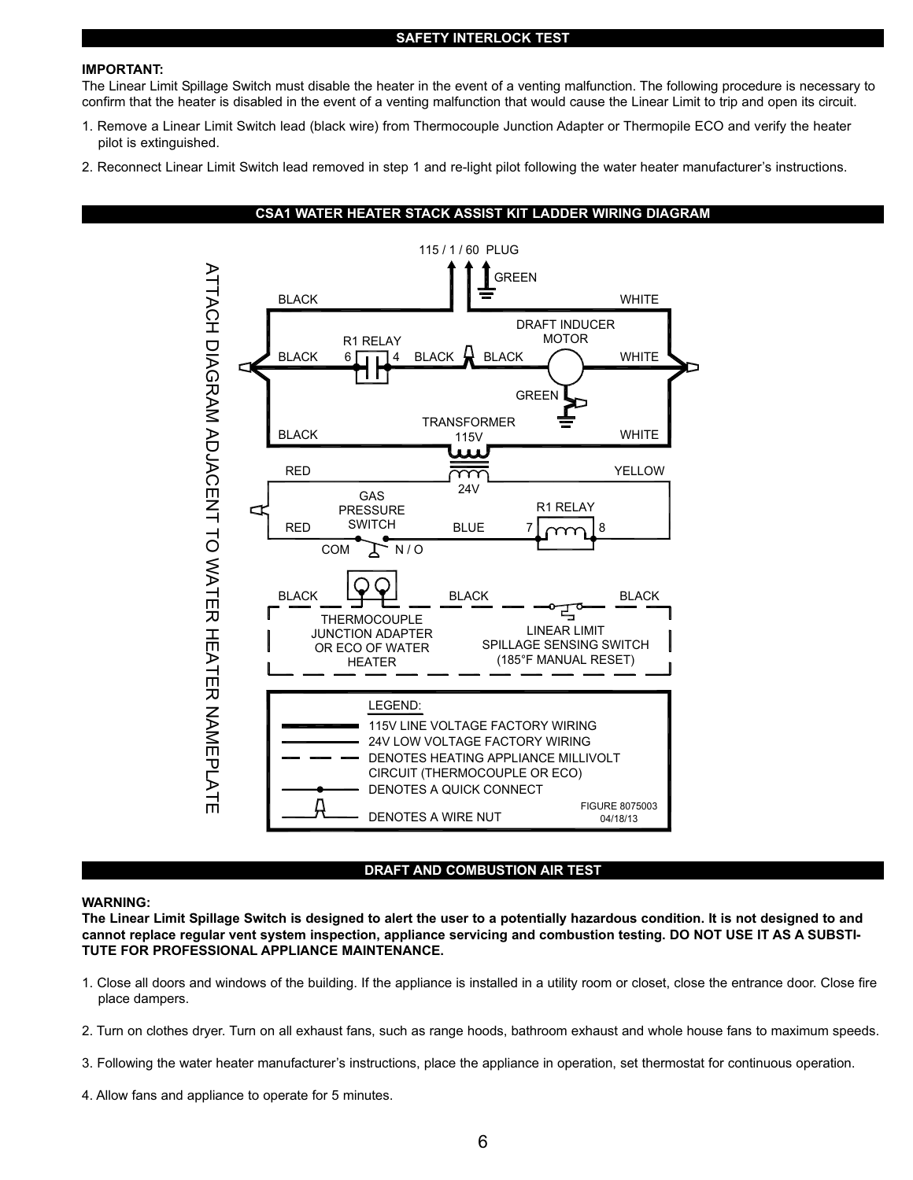## SAFETY INTERLOCK TEST

**IMPORTANT:**
The Linear Limit Spillage Switch must disable the heater in the event of a venting malfunction. The following procedure is necessary to confirm that the heater is disabled in the event of a venting malfunction that would cause the Linear Limit to trip and open its circuit.

1. Remove a Linear Limit Switch lead (black wire) from Thermocouple Junction Adapter or Thermopile ECO and verify the heater pilot is extinguished.
2. Reconnect Linear Limit Switch lead removed in step 1 and re-light pilot following the water heater manufacturer's instructions.

## CSA1 WATER HEATER STACK ASSIST KIT LADDER WIRING DIAGRAM

ATTACH DIAGRAM ADJACENT TO WATER HEATER NAMEPLATE

115 / 1 / 60 PLUG

GREEN

BLACK WHITE

R1 RELAY 6 4

DRAFT INDUCER MOTOR

BLACK BLACK BLACK WHITE

GREEN

TRANSFORMER 115V

BLACK WHITE

24V

RED YELLOW

GAS PRESSURE SWITCH

R1 RELAY 7 8

RED BLUE

COM N / O

BLACK BLACK BLACK

THERMOCOUPLE JUNCTION ADAPTER OR ECO OF WATER HEATER

LINEAR LIMIT SPILLAGE SENSING SWITCH (185°F MANUAL RESET)

LEGEND:
- 115V LINE VOLTAGE FACTORY WIRING
- 24V LOW VOLTAGE FACTORY WIRING
- DENOTES HEATING APPLIANCE MILLIVOLT CIRCUIT (THERMOCOUPLE OR ECO)
- DENOTES A QUICK CONNECT
- DENOTES A WIRE NUT

FIGURE 8075003
04/18/13

## DRAFT AND COMBUSTION AIR TEST

**WARNING:**
**The Linear Limit Spillage Switch is designed to alert the user to a potentially hazardous condition. It is not designed to and cannot replace regular vent system inspection, appliance servicing and combustion testing. DO NOT USE IT AS A SUBSTITUTE FOR PROFESSIONAL APPLIANCE MAINTENANCE.**

1. Close all doors and windows of the building. If the appliance is installed in a utility room or closet, close the entrance door. Close fire place dampers.
2. Turn on clothes dryer. Turn on all exhaust fans, such as range hoods, bathroom exhaust and whole house fans to maximum speeds.
3. Following the water heater manufacturer's instructions, place the appliance in operation, set thermostat for continuous operation.
4. Allow fans and appliance to operate for 5 minutes.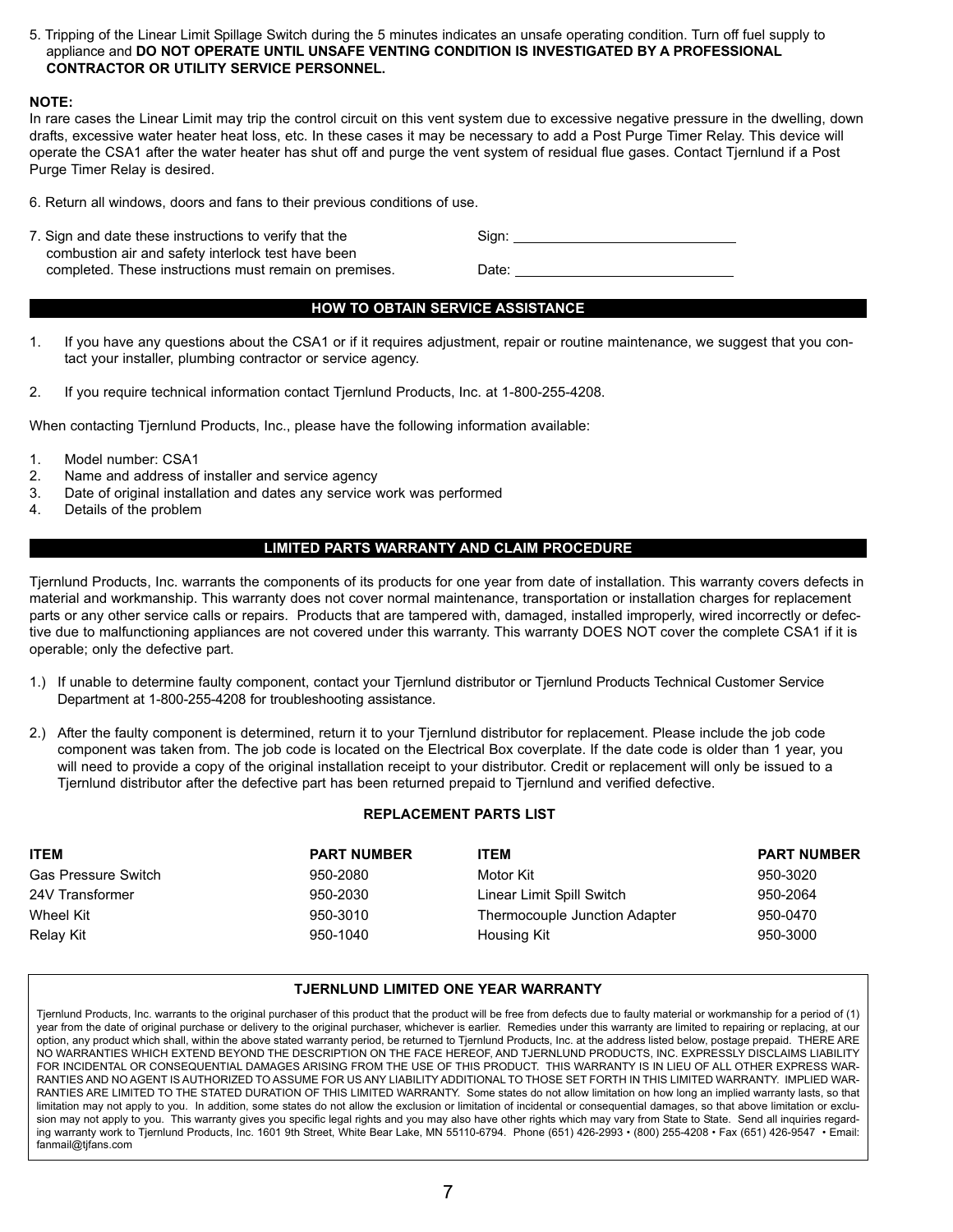5. Tripping of the Linear Limit Spillage Switch during the 5 minutes indicates an unsafe operating condition. Turn off fuel supply to appliance and **DO NOT OPERATE UNTIL UNSAFE VENTING CONDITION IS INVESTIGATED BY A PROFESSIONAL CONTRACTOR OR UTILITY SERVICE PERSONNEL.**

**NOTE:**
In rare cases the Linear Limit may trip the control circuit on this vent system due to excessive negative pressure in the dwelling, down drafts, excessive water heater heat loss, etc. In these cases it may be necessary to add a Post Purge Timer Relay. This device will operate the CSA1 after the water heater has shut off and purge the vent system of residual flue gases. Contact Tjernlund if a Post Purge Timer Relay is desired.

6. Return all windows, doors and fans to their previous conditions of use.

7. Sign and date these instructions to verify that the combustion air and safety interlock test have been completed. These instructions must remain on premises.

Sign: ____________________________

Date: ____________________________

## HOW TO OBTAIN SERVICE ASSISTANCE

1. If you have any questions about the CSA1 or if it requires adjustment, repair or routine maintenance, we suggest that you contact your installer, plumbing contractor or service agency.

2. If you require technical information contact Tjernlund Products, Inc. at 1-800-255-4208.

When contacting Tjernlund Products, Inc., please have the following information available:

1. Model number: CSA1
2. Name and address of installer and service agency
3. Date of original installation and dates any service work was performed
4. Details of the problem

## LIMITED PARTS WARRANTY AND CLAIM PROCEDURE

Tjernlund Products, Inc. warrants the components of its products for one year from date of installation. This warranty covers defects in material and workmanship. This warranty does not cover normal maintenance, transportation or installation charges for replacement parts or any other service calls or repairs. Products that are tampered with, damaged, installed improperly, wired incorrectly or defective due to malfunctioning appliances are not covered under this warranty. This warranty DOES NOT cover the complete CSA1 if it is operable; only the defective part.

1.) If unable to determine faulty component, contact your Tjernlund distributor or Tjernlund Products Technical Customer Service Department at 1-800-255-4208 for troubleshooting assistance.

2.) After the faulty component is determined, return it to your Tjernlund distributor for replacement. Please include the job code component was taken from. The job code is located on the Electrical Box coverplate. If the date code is older than 1 year, you will need to provide a copy of the original installation receipt to your distributor. Credit or replacement will only be issued to a Tjernlund distributor after the defective part has been returned prepaid to Tjernlund and verified defective.

### REPLACEMENT PARTS LIST

| ITEM | PART NUMBER | ITEM | PART NUMBER |
|---|---|---|---|
| Gas Pressure Switch | 950-2080 | Motor Kit | 950-3020 |
| 24V Transformer | 950-2030 | Linear Limit Spill Switch | 950-2064 |
| Wheel Kit | 950-3010 | Thermocouple Junction Adapter | 950-0470 |
| Relay Kit | 950-1040 | Housing Kit | 950-3000 |

### TJERNLUND LIMITED ONE YEAR WARRANTY

Tjernlund Products, Inc. warrants to the original purchaser of this product that the product will be free from defects due to faulty material or workmanship for a period of (1) year from the date of original purchase or delivery to the original purchaser, whichever is earlier. Remedies under this warranty are limited to repairing or replacing, at our option, any product which shall, within the above stated warranty period, be returned to Tjernlund Products, Inc. at the address listed below, postage prepaid. THERE ARE NO WARRANTIES WHICH EXTEND BEYOND THE DESCRIPTION ON THE FACE HEREOF, AND TJERNLUND PRODUCTS, INC. EXPRESSLY DISCLAIMS LIABILITY FOR INCIDENTAL OR CONSEQUENTIAL DAMAGES ARISING FROM THE USE OF THIS PRODUCT. THIS WARRANTY IS IN LIEU OF ALL OTHER EXPRESS WARRANTIES AND NO AGENT IS AUTHORIZED TO ASSUME FOR US ANY LIABILITY ADDITIONAL TO THOSE SET FORTH IN THIS LIMITED WARRANTY. IMPLIED WARRANTIES ARE LIMITED TO THE STATED DURATION OF THIS LIMITED WARRANTY. Some states do not allow limitation on how long an implied warranty lasts, so that limitation may not apply to you. In addition, some states do not allow the exclusion or limitation of incidental or consequential damages, so that above limitation or exclusion may not apply to you. This warranty gives you specific legal rights and you may also have other rights which may vary from State to State. Send all inquiries regarding warranty work to Tjernlund Products, Inc. 1601 9th Street, White Bear Lake, MN 55110-6794. Phone (651) 426-2993 • (800) 255-4208 • Fax (651) 426-9547 • Email: fanmail@tjfans.com